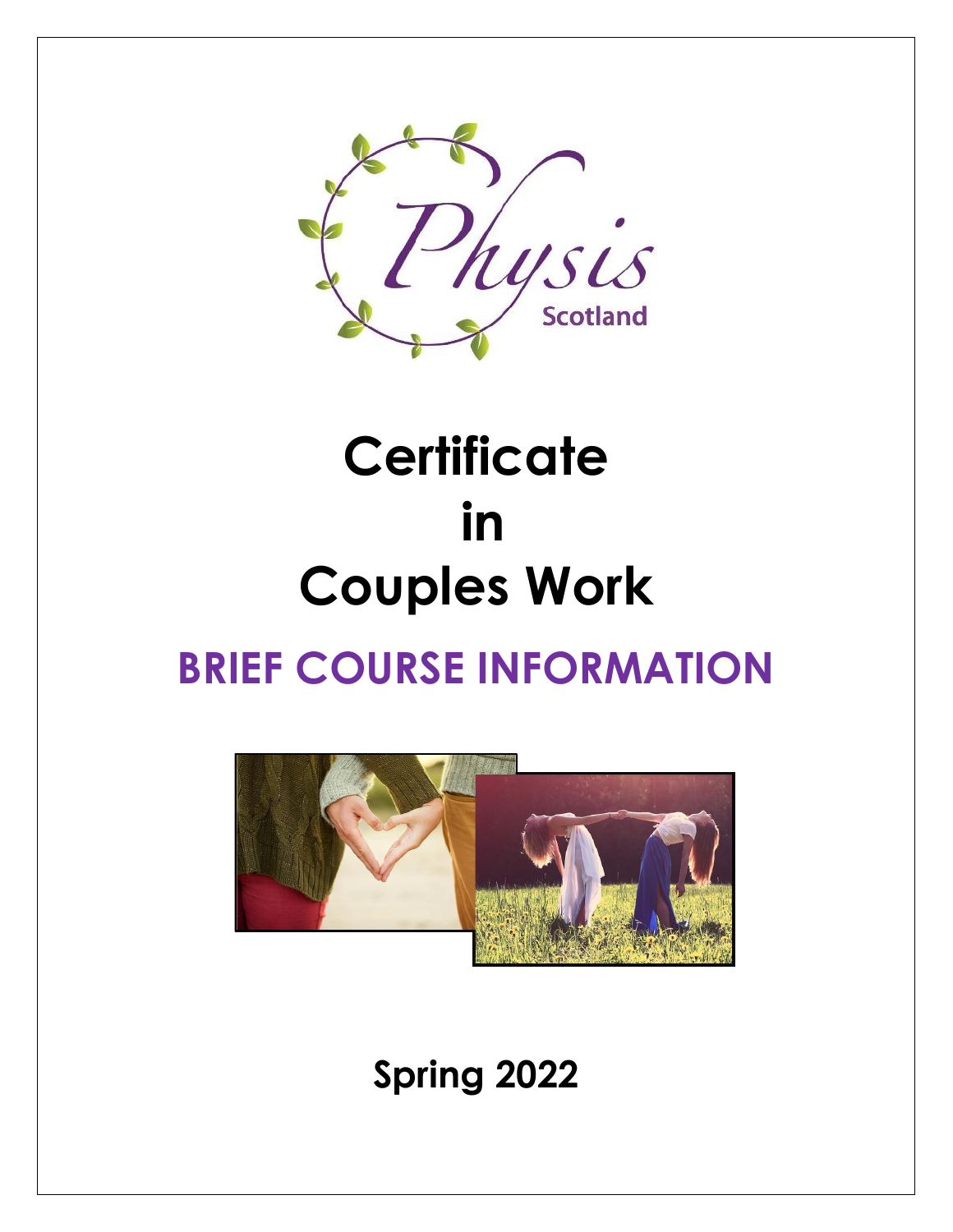Physis Scotland

# Certificate in Couples Work

## BRIEF COURSE INFORMATION

**Spring 2022**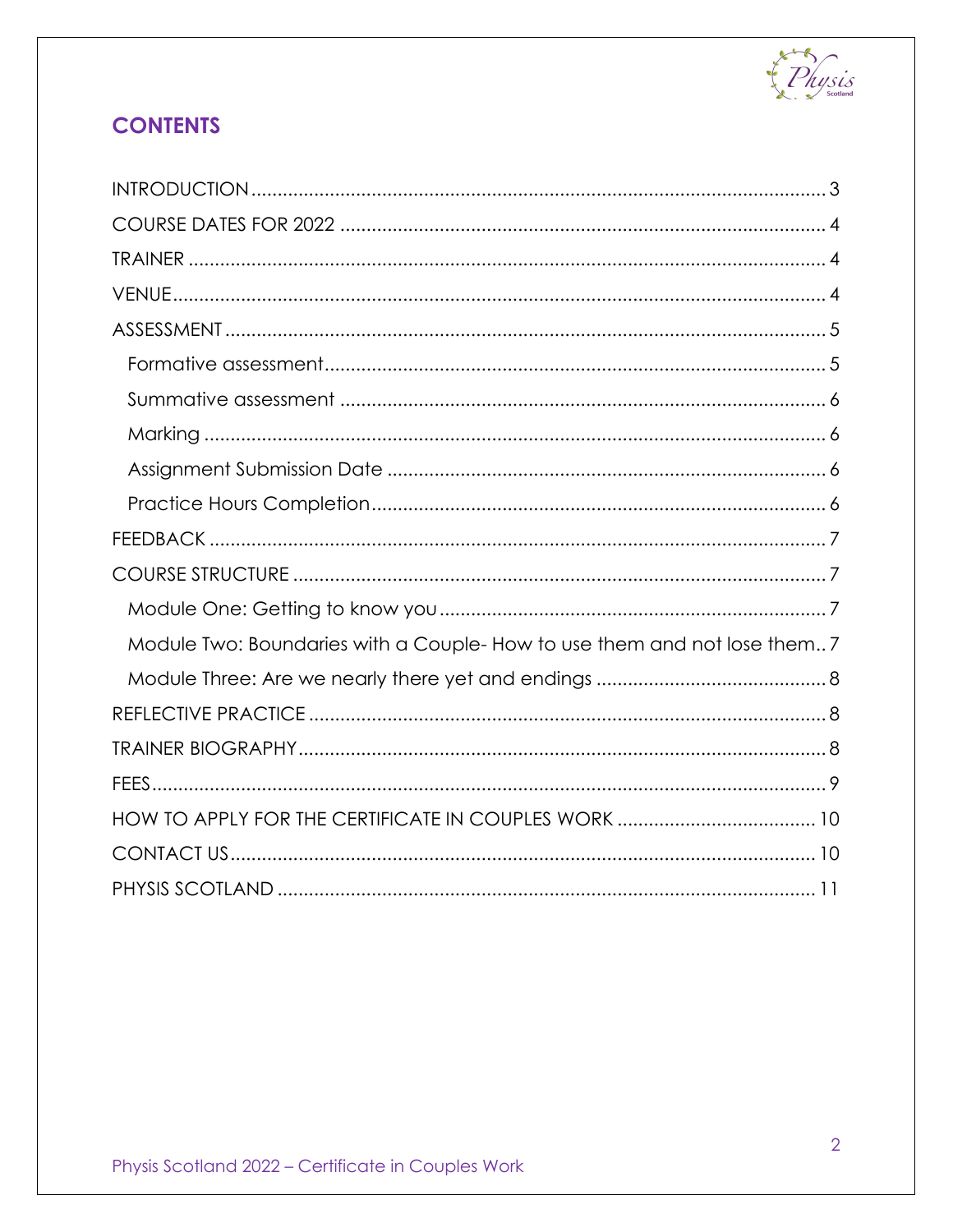## CONTENTS

- INTRODUCTION ..... 3
- COURSE DATES FOR 2022 ..... 4
- TRAINER ..... 4
- VENUE ..... 4
- ASSESSMENT ..... 5
  - Formative assessment ..... 5
  - Summative assessment ..... 6
  - Marking ..... 6
  - Assignment Submission Date ..... 6
  - Practice Hours Completion ..... 6
- FEEDBACK ..... 7
- COURSE STRUCTURE ..... 7
  - Module One: Getting to know you ..... 7
  - Module Two: Boundaries with a Couple- How to use them and not lose them ..... 7
  - Module Three: Are we nearly there yet and endings ..... 8
- REFLECTIVE PRACTICE ..... 8
- TRAINER BIOGRAPHY ..... 8
- FEES ..... 9
- HOW TO APPLY FOR THE CERTIFICATE IN COUPLES WORK ..... 10
- CONTACT US ..... 10
- PHYSIS SCOTLAND ..... 11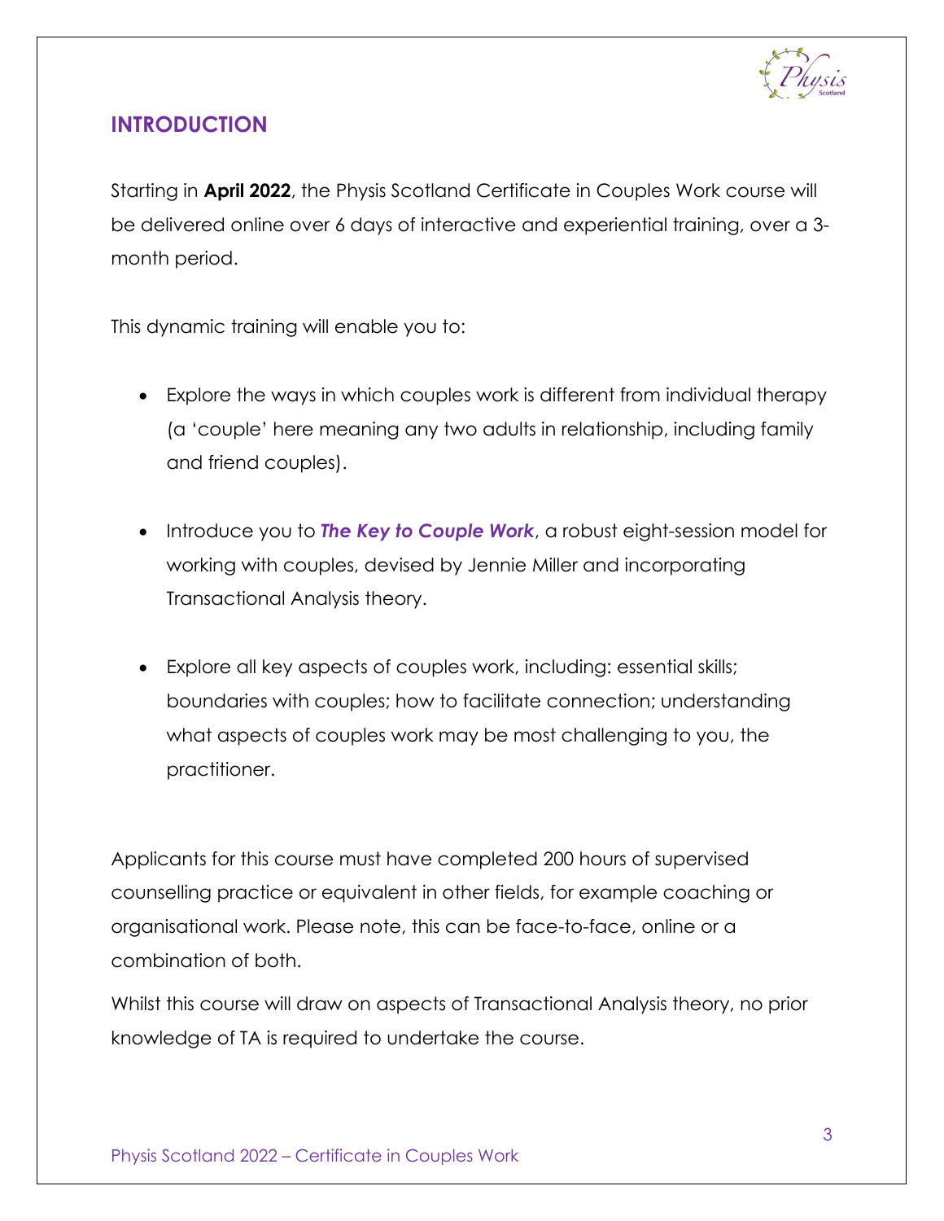## INTRODUCTION

Starting in **April 2022**, the Physis Scotland Certificate in Couples Work course will be delivered online over 6 days of interactive and experiential training, over a 3-month period.

This dynamic training will enable you to:

- Explore the ways in which couples work is different from individual therapy (a 'couple' here meaning any two adults in relationship, including family and friend couples).

- Introduce you to ***The Key to Couple Work***, a robust eight-session model for working with couples, devised by Jennie Miller and incorporating Transactional Analysis theory.

- Explore all key aspects of couples work, including: essential skills; boundaries with couples; how to facilitate connection; understanding what aspects of couples work may be most challenging to you, the practitioner.

Applicants for this course must have completed 200 hours of supervised counselling practice or equivalent in other fields, for example coaching or organisational work. Please note, this can be face-to-face, online or a combination of both.

Whilst this course will draw on aspects of Transactional Analysis theory, no prior knowledge of TA is required to undertake the course.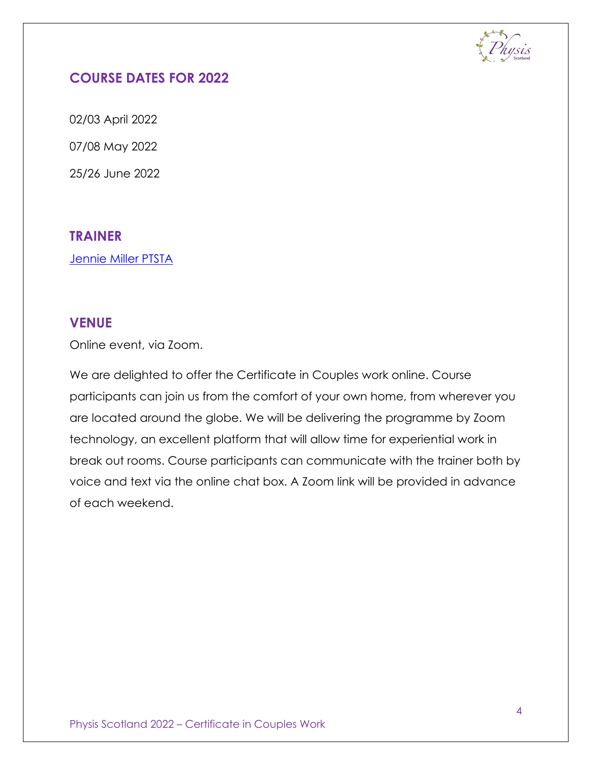## COURSE DATES FOR 2022

02/03 April 2022

07/08 May 2022

25/26 June 2022

## TRAINER

Jennie Miller PTSTA

## VENUE

Online event, via Zoom.

We are delighted to offer the Certificate in Couples work online. Course participants can join us from the comfort of your own home, from wherever you are located around the globe. We will be delivering the programme by Zoom technology, an excellent platform that will allow time for experiential work in break out rooms. Course participants can communicate with the trainer both by voice and text via the online chat box. A Zoom link will be provided in advance of each weekend.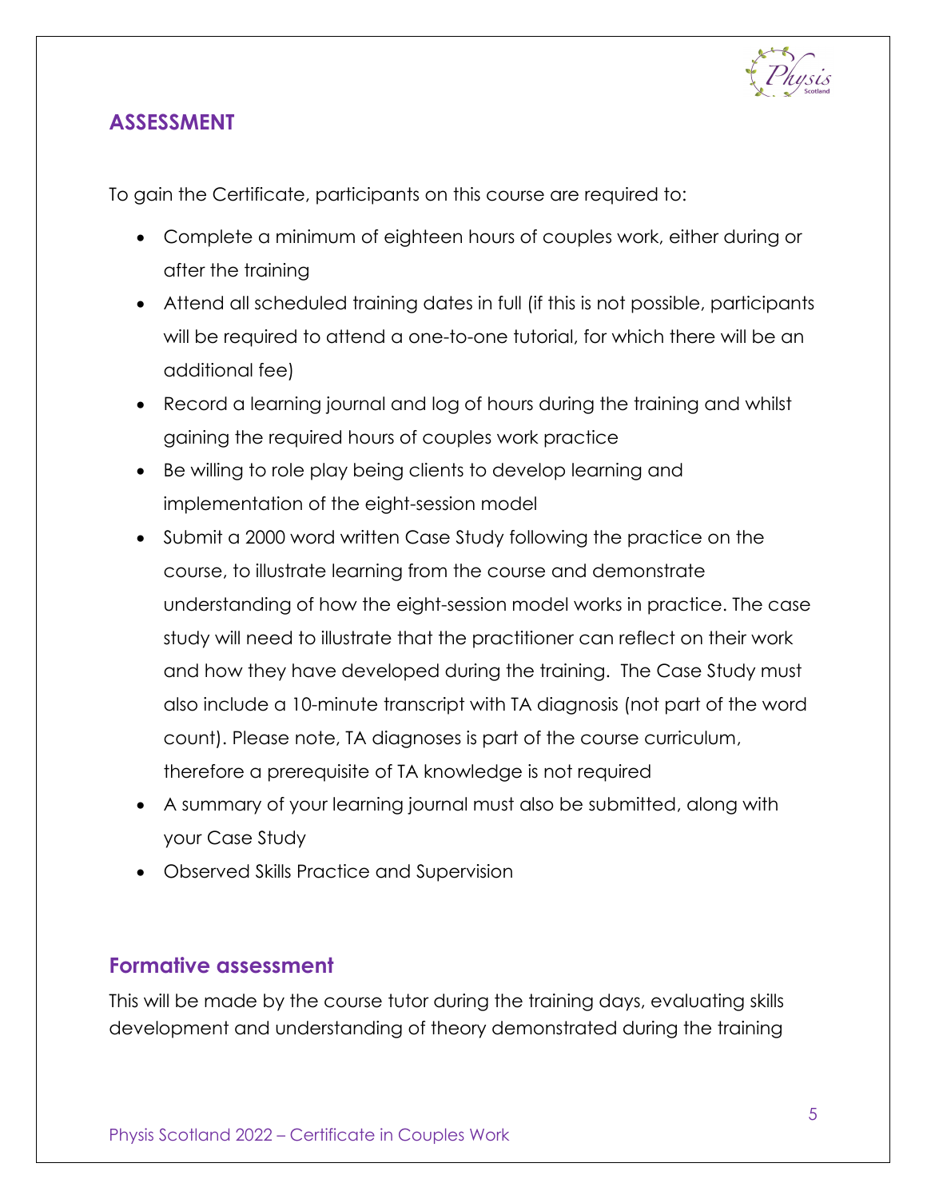## ASSESSMENT

To gain the Certificate, participants on this course are required to:

- Complete a minimum of eighteen hours of couples work, either during or after the training
- Attend all scheduled training dates in full (if this is not possible, participants will be required to attend a one-to-one tutorial, for which there will be an additional fee)
- Record a learning journal and log of hours during the training and whilst gaining the required hours of couples work practice
- Be willing to role play being clients to develop learning and implementation of the eight-session model
- Submit a 2000 word written Case Study following the practice on the course, to illustrate learning from the course and demonstrate understanding of how the eight-session model works in practice. The case study will need to illustrate that the practitioner can reflect on their work and how they have developed during the training. The Case Study must also include a 10-minute transcript with TA diagnosis (not part of the word count). Please note, TA diagnoses is part of the course curriculum, therefore a prerequisite of TA knowledge is not required
- A summary of your learning journal must also be submitted, along with your Case Study
- Observed Skills Practice and Supervision

### Formative assessment

This will be made by the course tutor during the training days, evaluating skills development and understanding of theory demonstrated during the training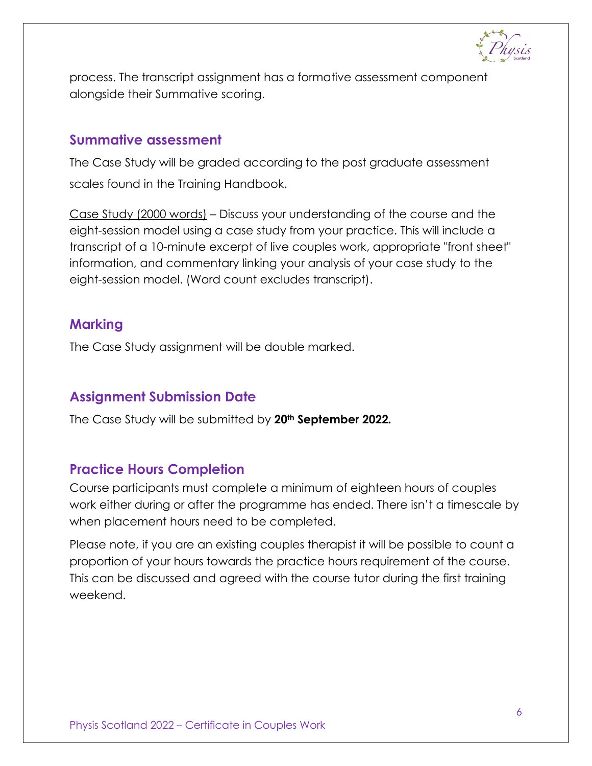process. The transcript assignment has a formative assessment component alongside their Summative scoring.

## Summative assessment

The Case Study will be graded according to the post graduate assessment scales found in the Training Handbook.

Case Study (2000 words) – Discuss your understanding of the course and the eight-session model using a case study from your practice. This will include a transcript of a 10-minute excerpt of live couples work, appropriate "front sheet" information, and commentary linking your analysis of your case study to the eight-session model. (Word count excludes transcript).

## Marking

The Case Study assignment will be double marked.

## Assignment Submission Date

The Case Study will be submitted by **20th September 2022.**

## Practice Hours Completion

Course participants must complete a minimum of eighteen hours of couples work either during or after the programme has ended. There isn't a timescale by when placement hours need to be completed.

Please note, if you are an existing couples therapist it will be possible to count a proportion of your hours towards the practice hours requirement of the course. This can be discussed and agreed with the course tutor during the first training weekend.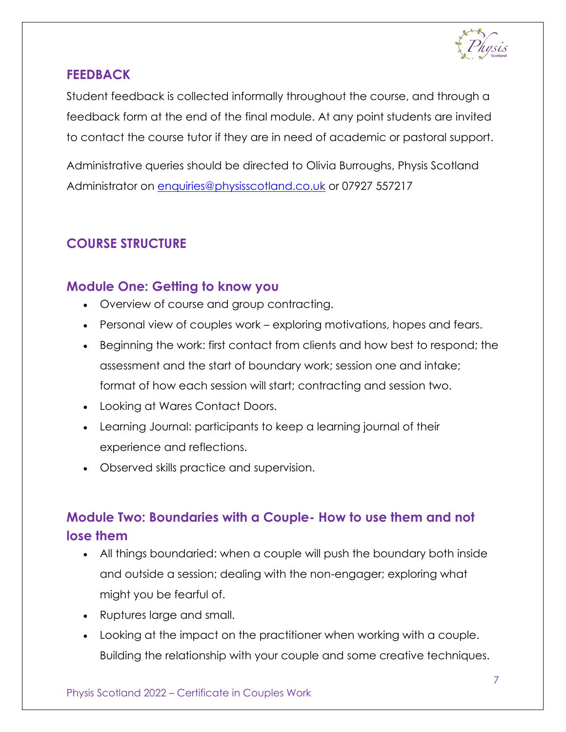## FEEDBACK

Student feedback is collected informally throughout the course, and through a feedback form at the end of the final module. At any point students are invited to contact the course tutor if they are in need of academic or pastoral support.

Administrative queries should be directed to Olivia Burroughs, Physis Scotland Administrator on enquiries@physisscotland.co.uk or 07927 557217

## COURSE STRUCTURE

### Module One: Getting to know you

- Overview of course and group contracting.
- Personal view of couples work – exploring motivations, hopes and fears.
- Beginning the work: first contact from clients and how best to respond; the assessment and the start of boundary work; session one and intake; format of how each session will start; contracting and session two.
- Looking at Wares Contact Doors.
- Learning Journal: participants to keep a learning journal of their experience and reflections.
- Observed skills practice and supervision.

### Module Two: Boundaries with a Couple- How to use them and not lose them

- All things boundaried: when a couple will push the boundary both inside and outside a session; dealing with the non-engager; exploring what might you be fearful of.
- Ruptures large and small.
- Looking at the impact on the practitioner when working with a couple. Building the relationship with your couple and some creative techniques.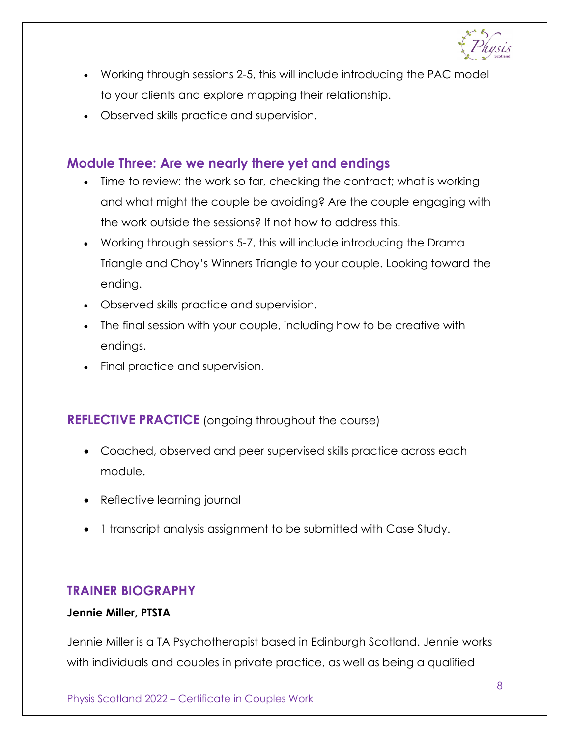- Working through sessions 2-5, this will include introducing the PAC model to your clients and explore mapping their relationship.
- Observed skills practice and supervision.

## Module Three: Are we nearly there yet and endings

- Time to review: the work so far, checking the contract; what is working and what might the couple be avoiding? Are the couple engaging with the work outside the sessions? If not how to address this.
- Working through sessions 5-7, this will include introducing the Drama Triangle and Choy's Winners Triangle to your couple. Looking toward the ending.
- Observed skills practice and supervision.
- The final session with your couple, including how to be creative with endings.
- Final practice and supervision.

## REFLECTIVE PRACTICE (ongoing throughout the course)

- Coached, observed and peer supervised skills practice across each module.
- Reflective learning journal
- 1 transcript analysis assignment to be submitted with Case Study.

## TRAINER BIOGRAPHY

**Jennie Miller, PTSTA**

Jennie Miller is a TA Psychotherapist based in Edinburgh Scotland. Jennie works with individuals and couples in private practice, as well as being a qualified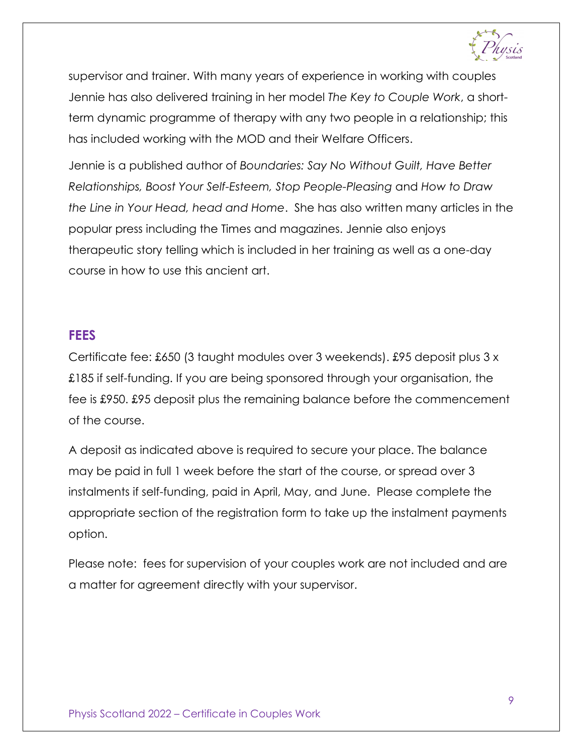supervisor and trainer. With many years of experience in working with couples Jennie has also delivered training in her model *The Key to Couple Work*, a short-term dynamic programme of therapy with any two people in a relationship; this has included working with the MOD and their Welfare Officers.

Jennie is a published author of *Boundaries: Say No Without Guilt, Have Better Relationships, Boost Your Self-Esteem, Stop People-Pleasing* and *How to Draw the Line in Your Head, head and Home*. She has also written many articles in the popular press including the Times and magazines. Jennie also enjoys therapeutic story telling which is included in her training as well as a one-day course in how to use this ancient art.

## FEES

Certificate fee: £650 (3 taught modules over 3 weekends). £95 deposit plus 3 x £185 if self-funding. If you are being sponsored through your organisation, the fee is £950. £95 deposit plus the remaining balance before the commencement of the course.

A deposit as indicated above is required to secure your place. The balance may be paid in full 1 week before the start of the course, or spread over 3 instalments if self-funding, paid in April, May, and June. Please complete the appropriate section of the registration form to take up the instalment payments option.

Please note: fees for supervision of your couples work are not included and are a matter for agreement directly with your supervisor.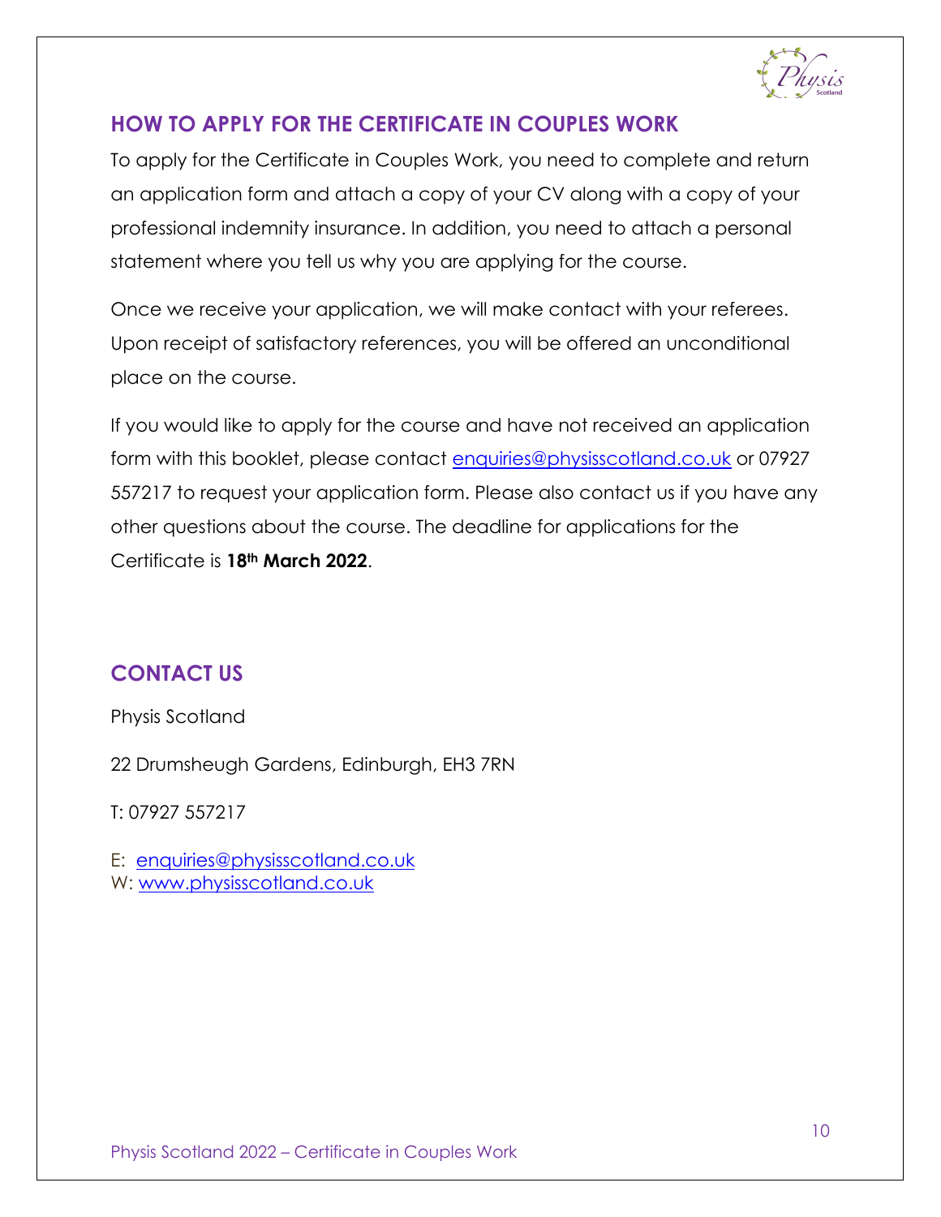## HOW TO APPLY FOR THE CERTIFICATE IN COUPLES WORK

To apply for the Certificate in Couples Work, you need to complete and return an application form and attach a copy of your CV along with a copy of your professional indemnity insurance. In addition, you need to attach a personal statement where you tell us why you are applying for the course.

Once we receive your application, we will make contact with your referees. Upon receipt of satisfactory references, you will be offered an unconditional place on the course.

If you would like to apply for the course and have not received an application form with this booklet, please contact enquiries@physisscotland.co.uk or 07927 557217 to request your application form. Please also contact us if you have any other questions about the course. The deadline for applications for the Certificate is **18th March 2022**.

## CONTACT US

Physis Scotland

22 Drumsheugh Gardens, Edinburgh, EH3 7RN

T: 07927 557217

E: enquiries@physisscotland.co.uk
W: www.physisscotland.co.uk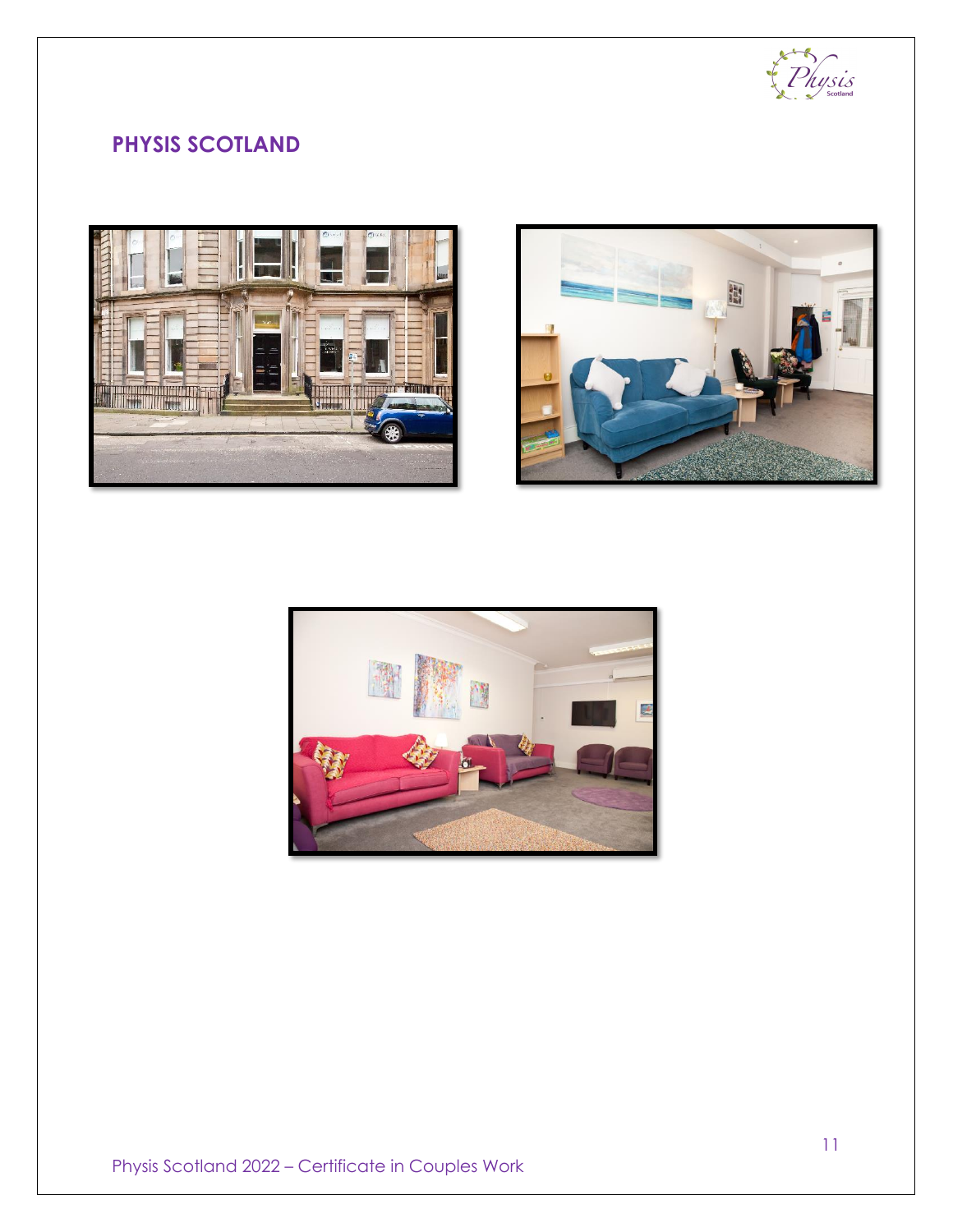## PHYSIS SCOTLAND